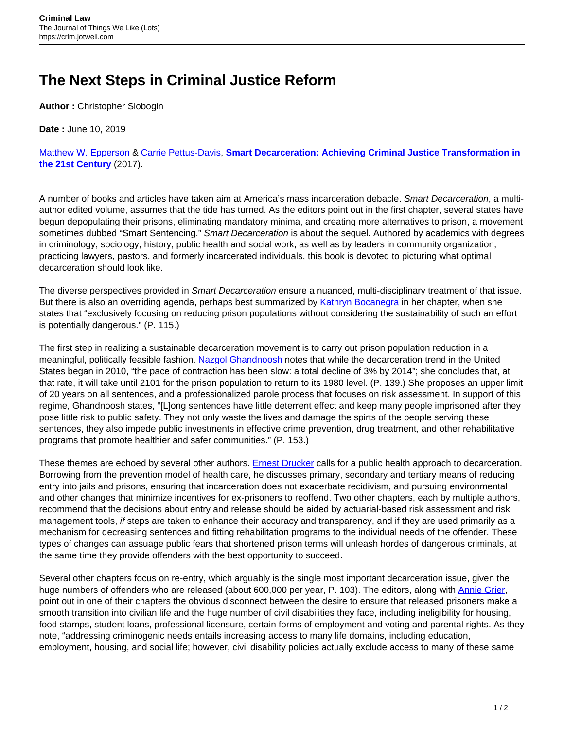# The Next Steps in Criminal Justice Reform

**Author :** Christopher Slobogin

**Date :** June 10, 2019

Matthew W. Epperson & Carrie Pettus-Davis, **Smart Decarceration: Achieving Criminal Justice Transformation in the 21st Century** (2017).

A number of books and articles have taken aim at America's mass incarceration debacle. *Smart Decarceration*, a multi-author edited volume, assumes that the tide has turned. As the editors point out in the first chapter, several states have begun depopulating their prisons, eliminating mandatory minima, and creating more alternatives to prison, a movement sometimes dubbed "Smart Sentencing." *Smart Decarceration* is about the sequel. Authored by academics with degrees in criminology, sociology, history, public health and social work, as well as by leaders in community organization, practicing lawyers, pastors, and formerly incarcerated individuals, this book is devoted to picturing what optimal decarceration should look like.

The diverse perspectives provided in *Smart Decarceration* ensure a nuanced, multi-disciplinary treatment of that issue. But there is also an overriding agenda, perhaps best summarized by Kathryn Bocanegra in her chapter, when she states that "exclusively focusing on reducing prison populations without considering the sustainability of such an effort is potentially dangerous." (P. 115.)

The first step in realizing a sustainable decarceration movement is to carry out prison population reduction in a meaningful, politically feasible fashion. Nazgol Ghandnoosh notes that while the decarceration trend in the United States began in 2010, "the pace of contraction has been slow: a total decline of 3% by 2014"; she concludes that, at that rate, it will take until 2101 for the prison population to return to its 1980 level. (P. 139.) She proposes an upper limit of 20 years on all sentences, and a professionalized parole process that focuses on risk assessment. In support of this regime, Ghandnoosh states, "[L]ong sentences have little deterrent effect and keep many people imprisoned after they pose little risk to public safety. They not only waste the lives and damage the spirts of the people serving these sentences, they also impede public investments in effective crime prevention, drug treatment, and other rehabilitative programs that promote healthier and safer communities." (P. 153.)

These themes are echoed by several other authors. Ernest Drucker calls for a public health approach to decarceration. Borrowing from the prevention model of health care, he discusses primary, secondary and tertiary means of reducing entry into jails and prisons, ensuring that incarceration does not exacerbate recidivism, and pursuing environmental and other changes that minimize incentives for ex-prisoners to reoffend. Two other chapters, each by multiple authors, recommend that the decisions about entry and release should be aided by actuarial-based risk assessment and risk management tools, *if* steps are taken to enhance their accuracy and transparency, and if they are used primarily as a mechanism for decreasing sentences and fitting rehabilitation programs to the individual needs of the offender. These types of changes can assuage public fears that shortened prison terms will unleash hordes of dangerous criminals, at the same time they provide offenders with the best opportunity to succeed.

Several other chapters focus on re-entry, which arguably is the single most important decarceration issue, given the huge numbers of offenders who are released (about 600,000 per year, P. 103). The editors, along with Annie Grier, point out in one of their chapters the obvious disconnect between the desire to ensure that released prisoners make a smooth transition into civilian life and the huge number of civil disabilities they face, including ineligibility for housing, food stamps, student loans, professional licensure, certain forms of employment and voting and parental rights. As they note, "addressing criminogenic needs entails increasing access to many life domains, including education, employment, housing, and social life; however, civil disability policies actually exclude access to many of these same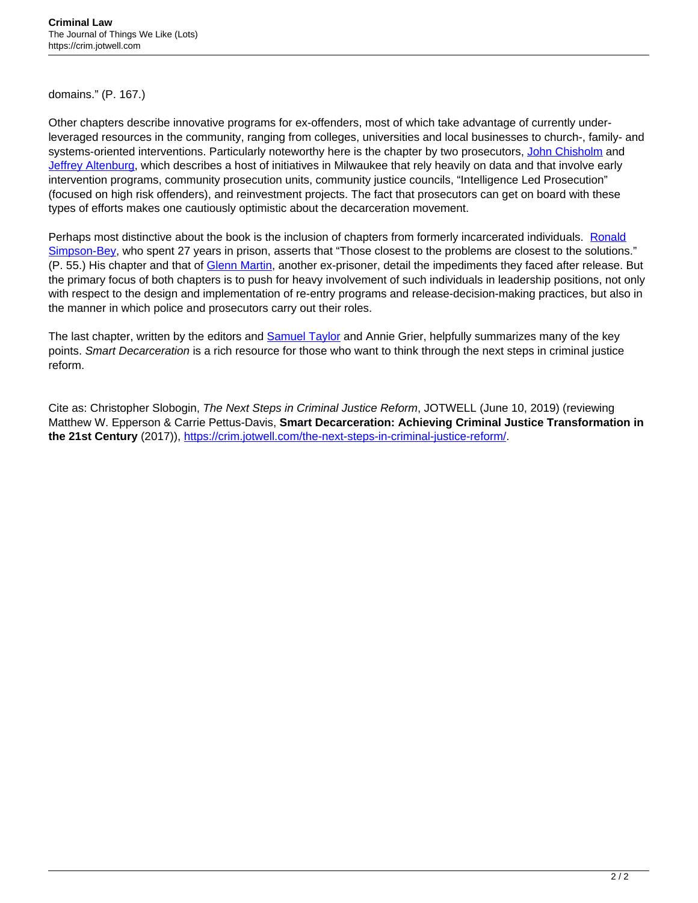domains." (P. 167.)

Other chapters describe innovative programs for ex-offenders, most of which take advantage of currently under-leveraged resources in the community, ranging from colleges, universities and local businesses to church-, family- and systems-oriented interventions. Particularly noteworthy here is the chapter by two prosecutors, John Chisholm and Jeffrey Altenburg, which describes a host of initiatives in Milwaukee that rely heavily on data and that involve early intervention programs, community prosecution units, community justice councils, "Intelligence Led Prosecution" (focused on high risk offenders), and reinvestment projects. The fact that prosecutors can get on board with these types of efforts makes one cautiously optimistic about the decarceration movement.

Perhaps most distinctive about the book is the inclusion of chapters from formerly incarcerated individuals. Ronald Simpson-Bey, who spent 27 years in prison, asserts that "Those closest to the problems are closest to the solutions." (P. 55.) His chapter and that of Glenn Martin, another ex-prisoner, detail the impediments they faced after release. But the primary focus of both chapters is to push for heavy involvement of such individuals in leadership positions, not only with respect to the design and implementation of re-entry programs and release-decision-making practices, but also in the manner in which police and prosecutors carry out their roles.

The last chapter, written by the editors and Samuel Taylor and Annie Grier, helpfully summarizes many of the key points. *Smart Decarceration* is a rich resource for those who want to think through the next steps in criminal justice reform.

Cite as: Christopher Slobogin, *The Next Steps in Criminal Justice Reform*, JOTWELL (June 10, 2019) (reviewing Matthew W. Epperson & Carrie Pettus-Davis, **Smart Decarceration: Achieving Criminal Justice Transformation in the 21st Century** (2017)), https://crim.jotwell.com/the-next-steps-in-criminal-justice-reform/.